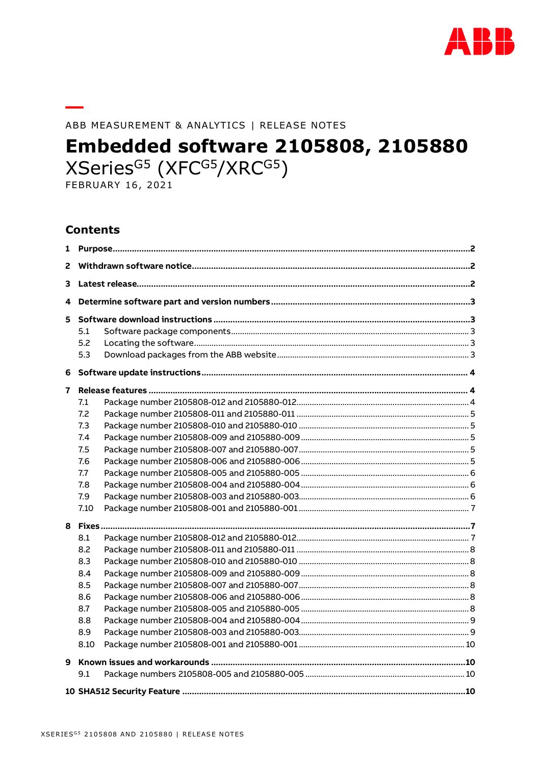ABB MEASUREMENT & ANALYTICS | RELEASE NOTES

# Embedded software 2105808, 2105880

XSeries$^{G5}$ (XFC$^{G5}$/XRC$^{G5}$)

FEBRUARY 16, 2021

## Contents

**1 Purpose** ..... **2**

**2 Withdrawn software notice** ..... **2**

**3 Latest release** ..... **2**

**4 Determine software part and version numbers** ..... **3**

**5 Software download instructions** ..... **3**

- 5.1 Software package components ..... 3
- 5.2 Locating the software ..... 3
- 5.3 Download packages from the ABB website ..... 3

**6 Software update instructions** ..... **4**

**7 Release features** ..... **4**

- 7.1 Package number 2105808-012 and 2105880-012 ..... 4
- 7.2 Package number 2105808-011 and 2105880-011 ..... 5
- 7.3 Package number 2105808-010 and 2105880-010 ..... 5
- 7.4 Package number 2105808-009 and 2105880-009 ..... 5
- 7.5 Package number 2105808-007 and 2105880-007 ..... 5
- 7.6 Package number 2105808-006 and 2105880-006 ..... 5
- 7.7 Package number 2105808-005 and 2105880-005 ..... 6
- 7.8 Package number 2105808-004 and 2105880-004 ..... 6
- 7.9 Package number 2105808-003 and 2105880-003 ..... 6
- 7.10 Package number 2105808-001 and 2105880-001 ..... 7

**8 Fixes** ..... **7**

- 8.1 Package number 2105808-012 and 2105880-012 ..... 7
- 8.2 Package number 2105808-011 and 2105880-011 ..... 8
- 8.3 Package number 2105808-010 and 2105880-010 ..... 8
- 8.4 Package number 2105808-009 and 2105880-009 ..... 8
- 8.5 Package number 2105808-007 and 2105880-007 ..... 8
- 8.6 Package number 2105808-006 and 2105880-006 ..... 8
- 8.7 Package number 2105808-005 and 2105880-005 ..... 8
- 8.8 Package number 2105808-004 and 2105880-004 ..... 9
- 8.9 Package number 2105808-003 and 2105880-003 ..... 9
- 8.10 Package number 2105808-001 and 2105880-001 ..... 10

**9 Known issues and workarounds** ..... **10**

- 9.1 Package numbers 2105808-005 and 2105880-005 ..... 10

**10 SHA512 Security Feature** ..... **10**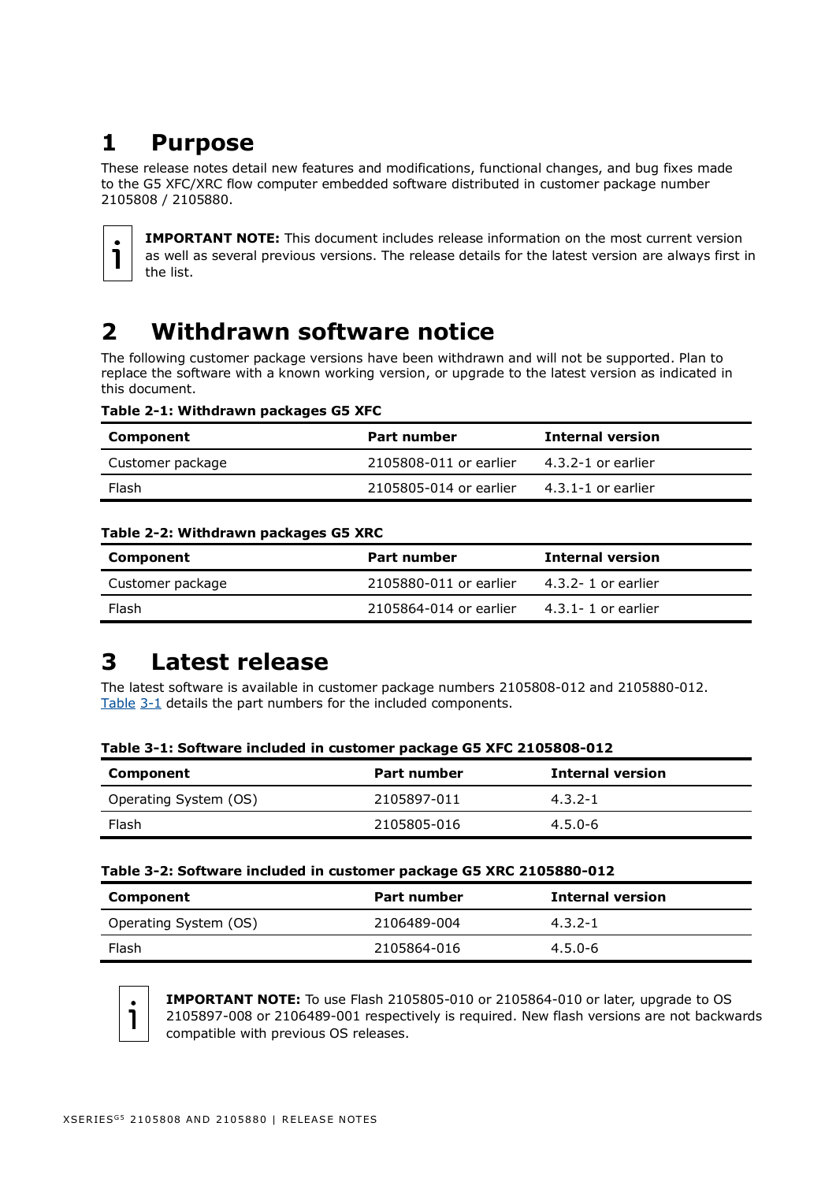# 1 Purpose

These release notes detail new features and modifications, functional changes, and bug fixes made to the G5 XFC/XRC flow computer embedded software distributed in customer package number 2105808 / 2105880.

**IMPORTANT NOTE:** This document includes release information on the most current version as well as several previous versions. The release details for the latest version are always first in the list.

# 2 Withdrawn software notice

The following customer package versions have been withdrawn and will not be supported. Plan to replace the software with a known working version, or upgrade to the latest version as indicated in this document.

**Table 2-1: Withdrawn packages G5 XFC**

| Component | Part number | Internal version |
|---|---|---|
| Customer package | 2105808-011 or earlier | 4.3.2-1 or earlier |
| Flash | 2105805-014 or earlier | 4.3.1-1 or earlier |

**Table 2-2: Withdrawn packages G5 XRC**

| Component | Part number | Internal version |
|---|---|---|
| Customer package | 2105880-011 or earlier | 4.3.2- 1 or earlier |
| Flash | 2105864-014 or earlier | 4.3.1- 1 or earlier |

# 3 Latest release

The latest software is available in customer package numbers 2105808-012 and 2105880-012. Table 3-1 details the part numbers for the included components.

**Table 3-1: Software included in customer package G5 XFC 2105808-012**

| Component | Part number | Internal version |
|---|---|---|
| Operating System (OS) | 2105897-011 | 4.3.2-1 |
| Flash | 2105805-016 | 4.5.0-6 |

**Table 3-2: Software included in customer package G5 XRC 2105880-012**

| Component | Part number | Internal version |
|---|---|---|
| Operating System (OS) | 2106489-004 | 4.3.2-1 |
| Flash | 2105864-016 | 4.5.0-6 |

**IMPORTANT NOTE:** To use Flash 2105805-010 or 2105864-010 or later, upgrade to OS 2105897-008 or 2106489-001 respectively is required. New flash versions are not backwards compatible with previous OS releases.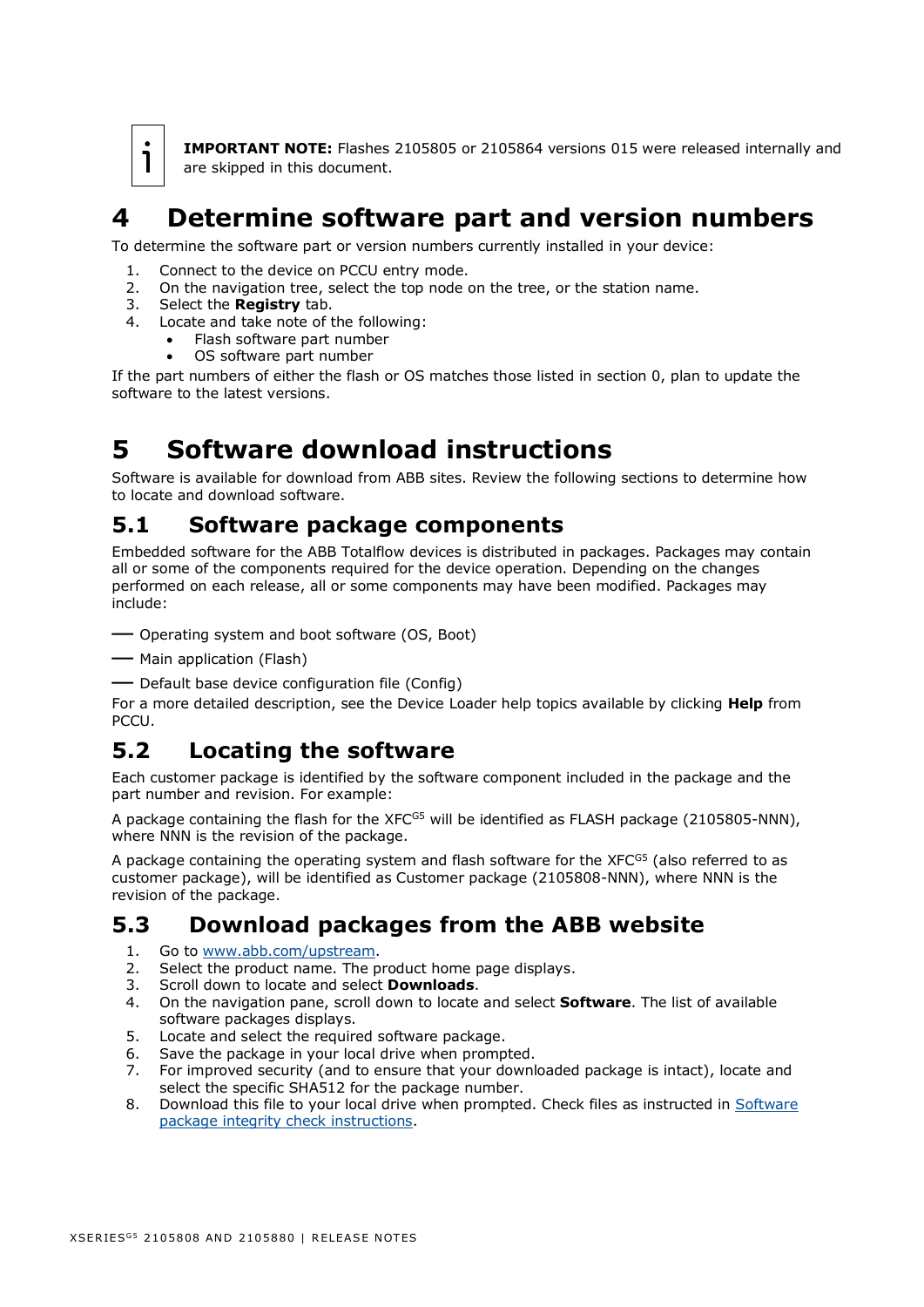**IMPORTANT NOTE:** Flashes 2105805 or 2105864 versions 015 were released internally and are skipped in this document.

# 4 Determine software part and version numbers

To determine the software part or version numbers currently installed in your device:

1. Connect to the device on PCCU entry mode.
2. On the navigation tree, select the top node on the tree, or the station name.
3. Select the **Registry** tab.
4. Locate and take note of the following:
   - Flash software part number
   - OS software part number

If the part numbers of either the flash or OS matches those listed in section 0, plan to update the software to the latest versions.

# 5 Software download instructions

Software is available for download from ABB sites. Review the following sections to determine how to locate and download software.

## 5.1 Software package components

Embedded software for the ABB Totalflow devices is distributed in packages. Packages may contain all or some of the components required for the device operation. Depending on the changes performed on each release, all or some components may have been modified. Packages may include:

- Operating system and boot software (OS, Boot)
- Main application (Flash)
- Default base device configuration file (Config)

For a more detailed description, see the Device Loader help topics available by clicking **Help** from PCCU.

## 5.2 Locating the software

Each customer package is identified by the software component included in the package and the part number and revision. For example:

A package containing the flash for the XFC[G5] will be identified as FLASH package (2105805-NNN), where NNN is the revision of the package.

A package containing the operating system and flash software for the XFC[G5] (also referred to as customer package), will be identified as Customer package (2105808-NNN), where NNN is the revision of the package.

## 5.3 Download packages from the ABB website

1. Go to www.abb.com/upstream.
2. Select the product name. The product home page displays.
3. Scroll down to locate and select **Downloads**.
4. On the navigation pane, scroll down to locate and select **Software**. The list of available software packages displays.
5. Locate and select the required software package.
6. Save the package in your local drive when prompted.
7. For improved security (and to ensure that your downloaded package is intact), locate and select the specific SHA512 for the package number.
8. Download this file to your local drive when prompted. Check files as instructed in Software package integrity check instructions.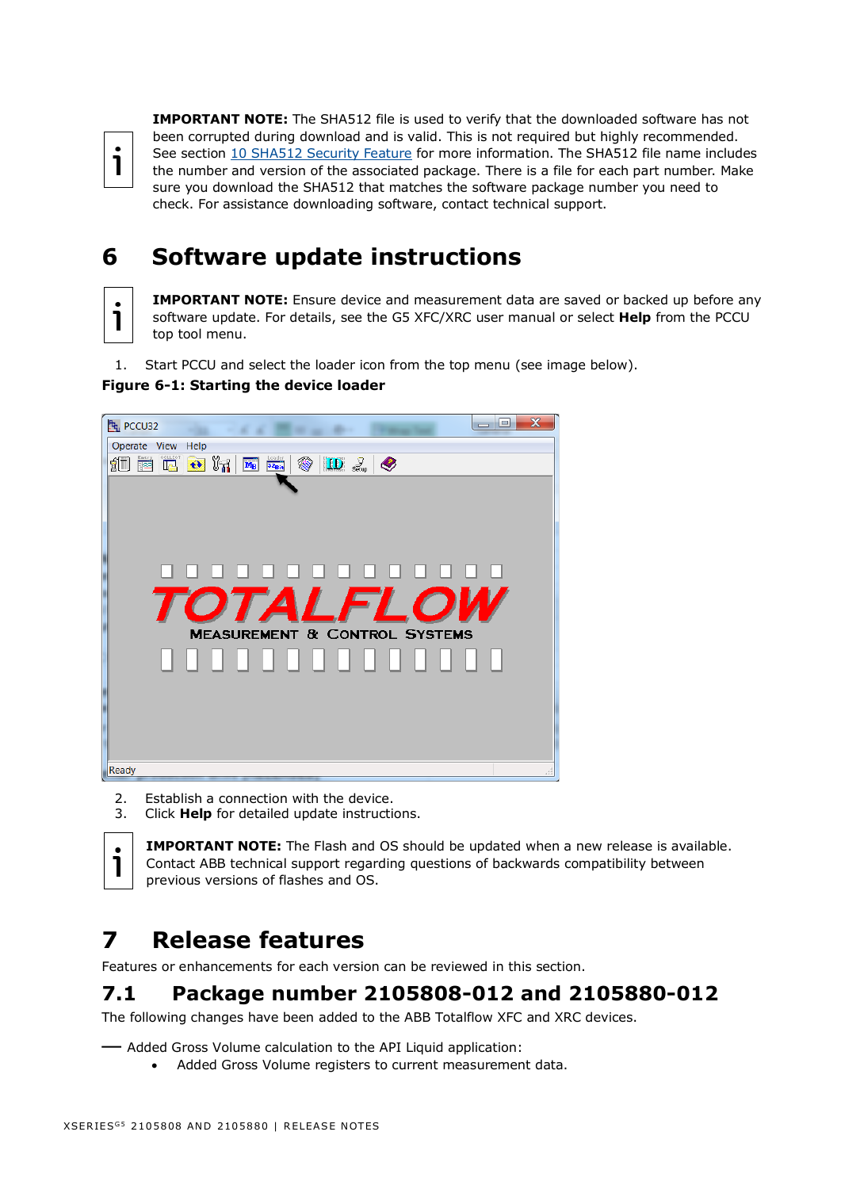**IMPORTANT NOTE:** The SHA512 file is used to verify that the downloaded software has not been corrupted during download and is valid. This is not required but highly recommended. See section 10 SHA512 Security Feature for more information. The SHA512 file name includes the number and version of the associated package. There is a file for each part number. Make sure you download the SHA512 that matches the software package number you need to check. For assistance downloading software, contact technical support.

# 6 Software update instructions

**IMPORTANT NOTE:** Ensure device and measurement data are saved or backed up before any software update. For details, see the G5 XFC/XRC user manual or select **Help** from the PCCU top tool menu.

1. Start PCCU and select the loader icon from the top menu (see image below).

**Figure 6-1: Starting the device loader**

2. Establish a connection with the device.
3. Click **Help** for detailed update instructions.

**IMPORTANT NOTE:** The Flash and OS should be updated when a new release is available. Contact ABB technical support regarding questions of backwards compatibility between previous versions of flashes and OS.

# 7 Release features

Features or enhancements for each version can be reviewed in this section.

## 7.1 Package number 2105808-012 and 2105880-012

The following changes have been added to the ABB Totalflow XFC and XRC devices.

— Added Gross Volume calculation to the API Liquid application:
  - Added Gross Volume registers to current measurement data.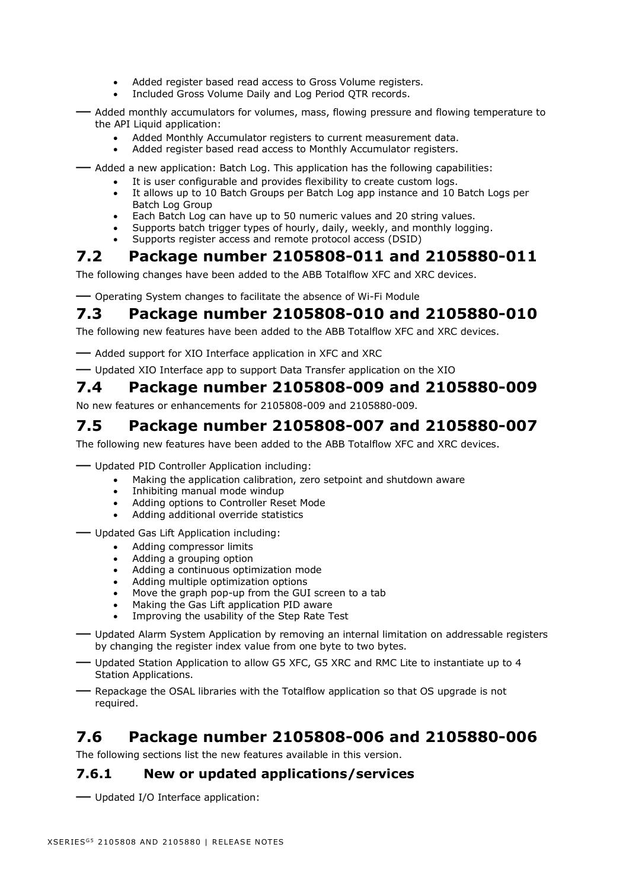- Added register based read access to Gross Volume registers.
- Included Gross Volume Daily and Log Period QTR records.

— Added monthly accumulators for volumes, mass, flowing pressure and flowing temperature to the API Liquid application:

- Added Monthly Accumulator registers to current measurement data.
- Added register based read access to Monthly Accumulator registers.

— Added a new application: Batch Log. This application has the following capabilities:

- It is user configurable and provides flexibility to create custom logs.
- It allows up to 10 Batch Groups per Batch Log app instance and 10 Batch Logs per Batch Log Group
- Each Batch Log can have up to 50 numeric values and 20 string values.
- Supports batch trigger types of hourly, daily, weekly, and monthly logging.
- Supports register access and remote protocol access (DSID)

## 7.2 Package number 2105808-011 and 2105880-011

The following changes have been added to the ABB Totalflow XFC and XRC devices.

— Operating System changes to facilitate the absence of Wi-Fi Module

## 7.3 Package number 2105808-010 and 2105880-010

The following new features have been added to the ABB Totalflow XFC and XRC devices.

— Added support for XIO Interface application in XFC and XRC

— Updated XIO Interface app to support Data Transfer application on the XIO

## 7.4 Package number 2105808-009 and 2105880-009

No new features or enhancements for 2105808-009 and 2105880-009.

## 7.5 Package number 2105808-007 and 2105880-007

The following new features have been added to the ABB Totalflow XFC and XRC devices.

— Updated PID Controller Application including:

- Making the application calibration, zero setpoint and shutdown aware
- Inhibiting manual mode windup
- Adding options to Controller Reset Mode
- Adding additional override statistics

— Updated Gas Lift Application including:

- Adding compressor limits
- Adding a grouping option
- Adding a continuous optimization mode
- Adding multiple optimization options
- Move the graph pop-up from the GUI screen to a tab
- Making the Gas Lift application PID aware
- Improving the usability of the Step Rate Test

— Updated Alarm System Application by removing an internal limitation on addressable registers by changing the register index value from one byte to two bytes.

— Updated Station Application to allow G5 XFC, G5 XRC and RMC Lite to instantiate up to 4 Station Applications.

— Repackage the OSAL libraries with the Totalflow application so that OS upgrade is not required.

## 7.6 Package number 2105808-006 and 2105880-006

The following sections list the new features available in this version.

### 7.6.1 New or updated applications/services

— Updated I/O Interface application: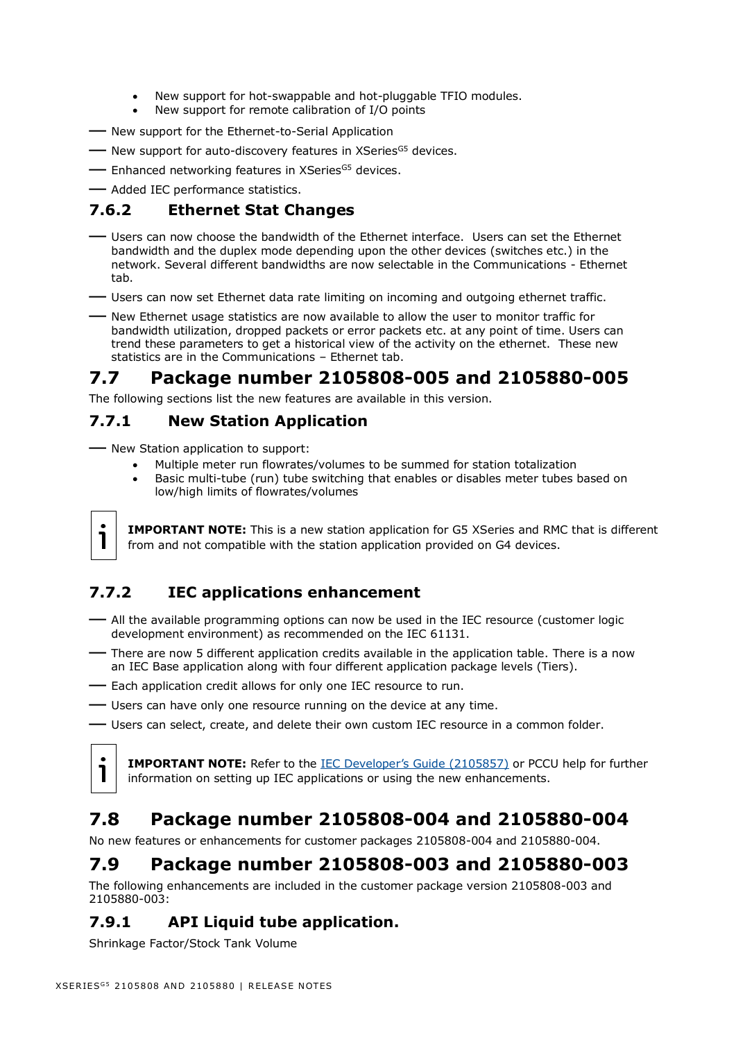- New support for hot-swappable and hot-pluggable TFIO modules.
- New support for remote calibration of I/O points

— New support for the Ethernet-to-Serial Application

— New support for auto-discovery features in XSeries[G5] devices.

— Enhanced networking features in XSeries[G5] devices.

— Added IEC performance statistics.

### 7.6.2 Ethernet Stat Changes

— Users can now choose the bandwidth of the Ethernet interface. Users can set the Ethernet bandwidth and the duplex mode depending upon the other devices (switches etc.) in the network. Several different bandwidths are now selectable in the Communications - Ethernet tab.

— Users can now set Ethernet data rate limiting on incoming and outgoing ethernet traffic.

— New Ethernet usage statistics are now available to allow the user to monitor traffic for bandwidth utilization, dropped packets or error packets etc. at any point of time. Users can trend these parameters to get a historical view of the activity on the ethernet. These new statistics are in the Communications – Ethernet tab.

## 7.7 Package number 2105808-005 and 2105880-005

The following sections list the new features are available in this version.

### 7.7.1 New Station Application

— New Station application to support:

- Multiple meter run flowrates/volumes to be summed for station totalization
- Basic multi-tube (run) tube switching that enables or disables meter tubes based on low/high limits of flowrates/volumes

**IMPORTANT NOTE:** This is a new station application for G5 XSeries and RMC that is different from and not compatible with the station application provided on G4 devices.

### 7.7.2 IEC applications enhancement

— All the available programming options can now be used in the IEC resource (customer logic development environment) as recommended on the IEC 61131.

— There are now 5 different application credits available in the application table. There is a now an IEC Base application along with four different application package levels (Tiers).

— Each application credit allows for only one IEC resource to run.

— Users can have only one resource running on the device at any time.

— Users can select, create, and delete their own custom IEC resource in a common folder.

**IMPORTANT NOTE:** Refer to the IEC Developer's Guide (2105857) or PCCU help for further information on setting up IEC applications or using the new enhancements.

## 7.8 Package number 2105808-004 and 2105880-004

No new features or enhancements for customer packages 2105808-004 and 2105880-004.

## 7.9 Package number 2105808-003 and 2105880-003

The following enhancements are included in the customer package version 2105808-003 and 2105880-003:

### 7.9.1 API Liquid tube application.

Shrinkage Factor/Stock Tank Volume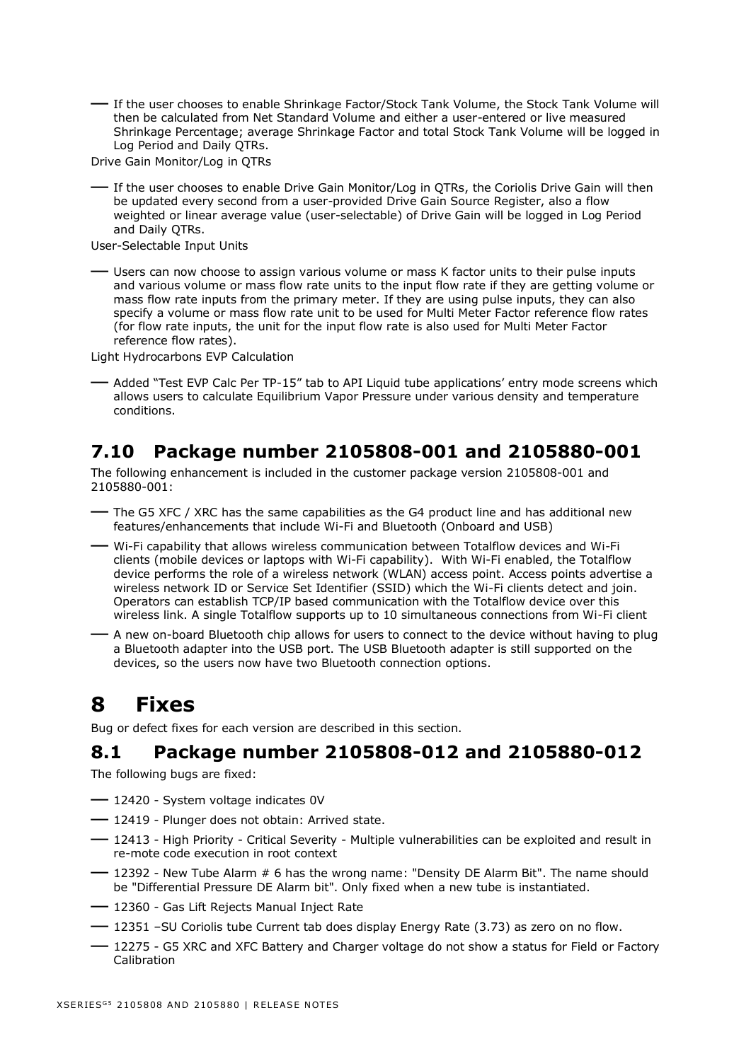- If the user chooses to enable Shrinkage Factor/Stock Tank Volume, the Stock Tank Volume will then be calculated from Net Standard Volume and either a user-entered or live measured Shrinkage Percentage; average Shrinkage Factor and total Stock Tank Volume will be logged in Log Period and Daily QTRs.

Drive Gain Monitor/Log in QTRs

- If the user chooses to enable Drive Gain Monitor/Log in QTRs, the Coriolis Drive Gain will then be updated every second from a user-provided Drive Gain Source Register, also a flow weighted or linear average value (user-selectable) of Drive Gain will be logged in Log Period and Daily QTRs.

User-Selectable Input Units

- Users can now choose to assign various volume or mass K factor units to their pulse inputs and various volume or mass flow rate units to the input flow rate if they are getting volume or mass flow rate inputs from the primary meter. If they are using pulse inputs, they can also specify a volume or mass flow rate unit to be used for Multi Meter Factor reference flow rates (for flow rate inputs, the unit for the input flow rate is also used for Multi Meter Factor reference flow rates).

Light Hydrocarbons EVP Calculation

- Added "Test EVP Calc Per TP-15" tab to API Liquid tube applications' entry mode screens which allows users to calculate Equilibrium Vapor Pressure under various density and temperature conditions.

## 7.10 Package number 2105808-001 and 2105880-001

The following enhancement is included in the customer package version 2105808-001 and 2105880-001:

- The G5 XFC / XRC has the same capabilities as the G4 product line and has additional new features/enhancements that include Wi-Fi and Bluetooth (Onboard and USB)
- Wi-Fi capability that allows wireless communication between Totalflow devices and Wi-Fi clients (mobile devices or laptops with Wi-Fi capability). With Wi-Fi enabled, the Totalflow device performs the role of a wireless network (WLAN) access point. Access points advertise a wireless network ID or Service Set Identifier (SSID) which the Wi-Fi clients detect and join. Operators can establish TCP/IP based communication with the Totalflow device over this wireless link. A single Totalflow supports up to 10 simultaneous connections from Wi-Fi client
- A new on-board Bluetooth chip allows for users to connect to the device without having to plug a Bluetooth adapter into the USB port. The USB Bluetooth adapter is still supported on the devices, so the users now have two Bluetooth connection options.

# 8 Fixes

Bug or defect fixes for each version are described in this section.

## 8.1 Package number 2105808-012 and 2105880-012

The following bugs are fixed:

- 12420 - System voltage indicates 0V
- 12419 - Plunger does not obtain: Arrived state.
- 12413 - High Priority - Critical Severity - Multiple vulnerabilities can be exploited and result in re-mote code execution in root context
- 12392 - New Tube Alarm # 6 has the wrong name: "Density DE Alarm Bit". The name should be "Differential Pressure DE Alarm bit". Only fixed when a new tube is instantiated.
- 12360 - Gas Lift Rejects Manual Inject Rate
- 12351 –SU Coriolis tube Current tab does display Energy Rate (3.73) as zero on no flow.
- 12275 - G5 XRC and XFC Battery and Charger voltage do not show a status for Field or Factory Calibration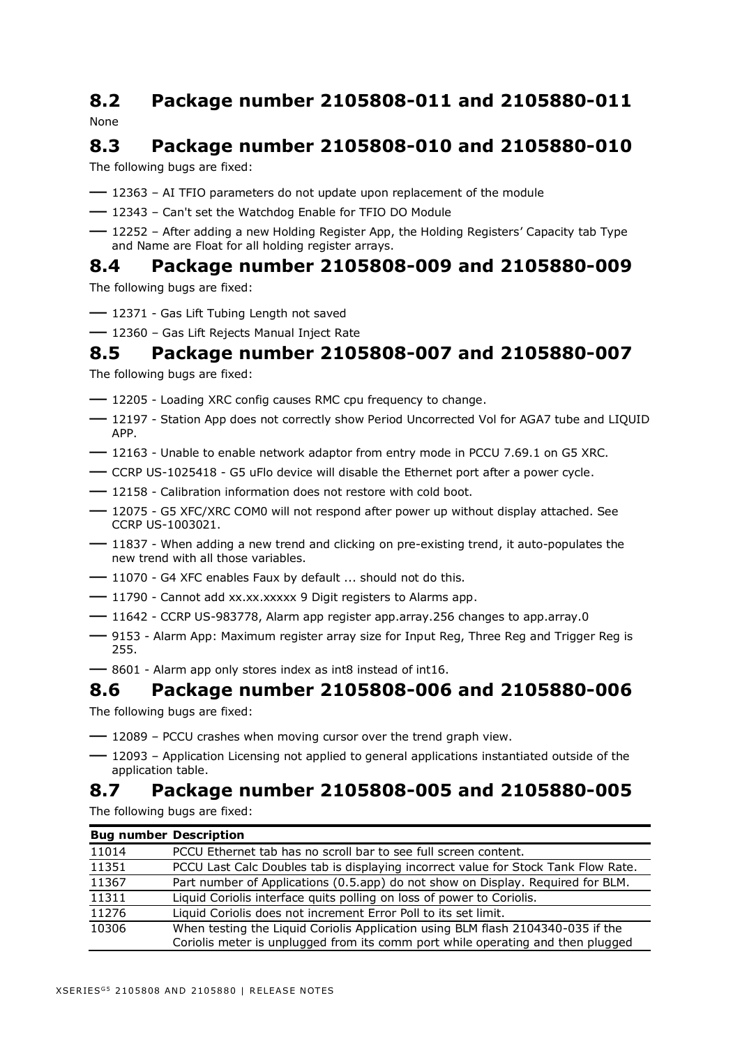## 8.2 Package number 2105808-011 and 2105880-011

None

## 8.3 Package number 2105808-010 and 2105880-010

The following bugs are fixed:

- 12363 – AI TFIO parameters do not update upon replacement of the module
- 12343 – Can't set the Watchdog Enable for TFIO DO Module
- 12252 – After adding a new Holding Register App, the Holding Registers' Capacity tab Type and Name are Float for all holding register arrays.

## 8.4 Package number 2105808-009 and 2105880-009

The following bugs are fixed:

- 12371 - Gas Lift Tubing Length not saved
- 12360 – Gas Lift Rejects Manual Inject Rate

## 8.5 Package number 2105808-007 and 2105880-007

The following bugs are fixed:

- 12205 - Loading XRC config causes RMC cpu frequency to change.
- 12197 - Station App does not correctly show Period Uncorrected Vol for AGA7 tube and LIQUID APP.
- 12163 - Unable to enable network adaptor from entry mode in PCCU 7.69.1 on G5 XRC.
- CCRP US-1025418 - G5 uFlo device will disable the Ethernet port after a power cycle.
- 12158 - Calibration information does not restore with cold boot.
- 12075 - G5 XFC/XRC COM0 will not respond after power up without display attached. See CCRP US-1003021.
- 11837 - When adding a new trend and clicking on pre-existing trend, it auto-populates the new trend with all those variables.
- 11070 - G4 XFC enables Faux by default ... should not do this.
- 11790 - Cannot add xx.xx.xxxxx 9 Digit registers to Alarms app.
- 11642 - CCRP US-983778, Alarm app register app.array.256 changes to app.array.0
- 9153 - Alarm App: Maximum register array size for Input Reg, Three Reg and Trigger Reg is 255.
- 8601 - Alarm app only stores index as int8 instead of int16.

## 8.6 Package number 2105808-006 and 2105880-006

The following bugs are fixed:

- 12089 – PCCU crashes when moving cursor over the trend graph view.
- 12093 – Application Licensing not applied to general applications instantiated outside of the application table.

## 8.7 Package number 2105808-005 and 2105880-005

The following bugs are fixed:

| Bug number | Description |
|---|---|
| 11014 | PCCU Ethernet tab has no scroll bar to see full screen content. |
| 11351 | PCCU Last Calc Doubles tab is displaying incorrect value for Stock Tank Flow Rate. |
| 11367 | Part number of Applications (0.5.app) do not show on Display. Required for BLM. |
| 11311 | Liquid Coriolis interface quits polling on loss of power to Coriolis. |
| 11276 | Liquid Coriolis does not increment Error Poll to its set limit. |
| 10306 | When testing the Liquid Coriolis Application using BLM flash 2104340-035 if the Coriolis meter is unplugged from its comm port while operating and then plugged |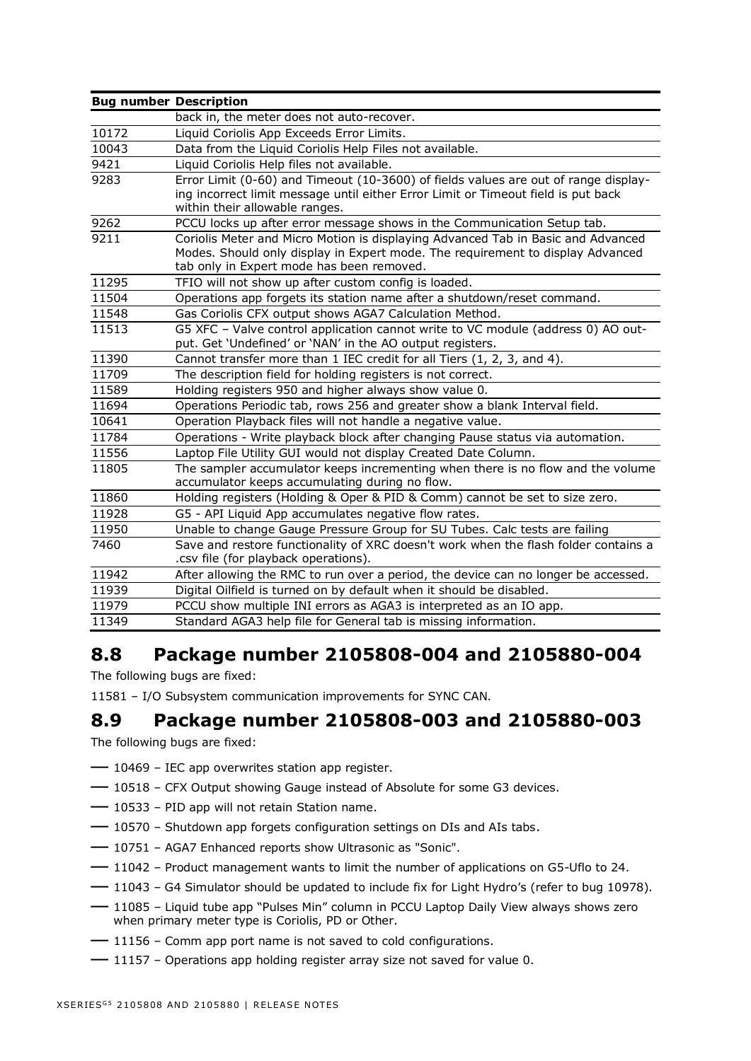| Bug number | Description |
| --- | --- |
| | back in, the meter does not auto-recover. |
| 10172 | Liquid Coriolis App Exceeds Error Limits. |
| 10043 | Data from the Liquid Coriolis Help Files not available. |
| 9421 | Liquid Coriolis Help files not available. |
| 9283 | Error Limit (0-60) and Timeout (10-3600) of fields values are out of range displaying incorrect limit message until either Error Limit or Timeout field is put back within their allowable ranges. |
| 9262 | PCCU locks up after error message shows in the Communication Setup tab. |
| 9211 | Coriolis Meter and Micro Motion is displaying Advanced Tab in Basic and Advanced Modes. Should only display in Expert mode. The requirement to display Advanced tab only in Expert mode has been removed. |
| 11295 | TFIO will not show up after custom config is loaded. |
| 11504 | Operations app forgets its station name after a shutdown/reset command. |
| 11548 | Gas Coriolis CFX output shows AGA7 Calculation Method. |
| 11513 | G5 XFC – Valve control application cannot write to VC module (address 0) AO output. Get 'Undefined' or 'NAN' in the AO output registers. |
| 11390 | Cannot transfer more than 1 IEC credit for all Tiers (1, 2, 3, and 4). |
| 11709 | The description field for holding registers is not correct. |
| 11589 | Holding registers 950 and higher always show value 0. |
| 11694 | Operations Periodic tab, rows 256 and greater show a blank Interval field. |
| 10641 | Operation Playback files will not handle a negative value. |
| 11784 | Operations - Write playback block after changing Pause status via automation. |
| 11556 | Laptop File Utility GUI would not display Created Date Column. |
| 11805 | The sampler accumulator keeps incrementing when there is no flow and the volume accumulator keeps accumulating during no flow. |
| 11860 | Holding registers (Holding & Oper & PID & Comm) cannot be set to size zero. |
| 11928 | G5 - API Liquid App accumulates negative flow rates. |
| 11950 | Unable to change Gauge Pressure Group for SU Tubes. Calc tests are failing |
| 7460 | Save and restore functionality of XRC doesn't work when the flash folder contains a .csv file (for playback operations). |
| 11942 | After allowing the RMC to run over a period, the device can no longer be accessed. |
| 11939 | Digital Oilfield is turned on by default when it should be disabled. |
| 11979 | PCCU show multiple INI errors as AGA3 is interpreted as an IO app. |
| 11349 | Standard AGA3 help file for General tab is missing information. |

## 8.8 Package number 2105808-004 and 2105880-004

The following bugs are fixed:

11581 – I/O Subsystem communication improvements for SYNC CAN.

## 8.9 Package number 2105808-003 and 2105880-003

The following bugs are fixed:

- 10469 – IEC app overwrites station app register.
- 10518 – CFX Output showing Gauge instead of Absolute for some G3 devices.
- 10533 – PID app will not retain Station name.
- 10570 – Shutdown app forgets configuration settings on DIs and AIs tabs.
- 10751 – AGA7 Enhanced reports show Ultrasonic as "Sonic".
- 11042 – Product management wants to limit the number of applications on G5-Uflo to 24.
- 11043 – G4 Simulator should be updated to include fix for Light Hydro's (refer to bug 10978).
- 11085 – Liquid tube app "Pulses Min" column in PCCU Laptop Daily View always shows zero when primary meter type is Coriolis, PD or Other.
- 11156 – Comm app port name is not saved to cold configurations.
- 11157 – Operations app holding register array size not saved for value 0.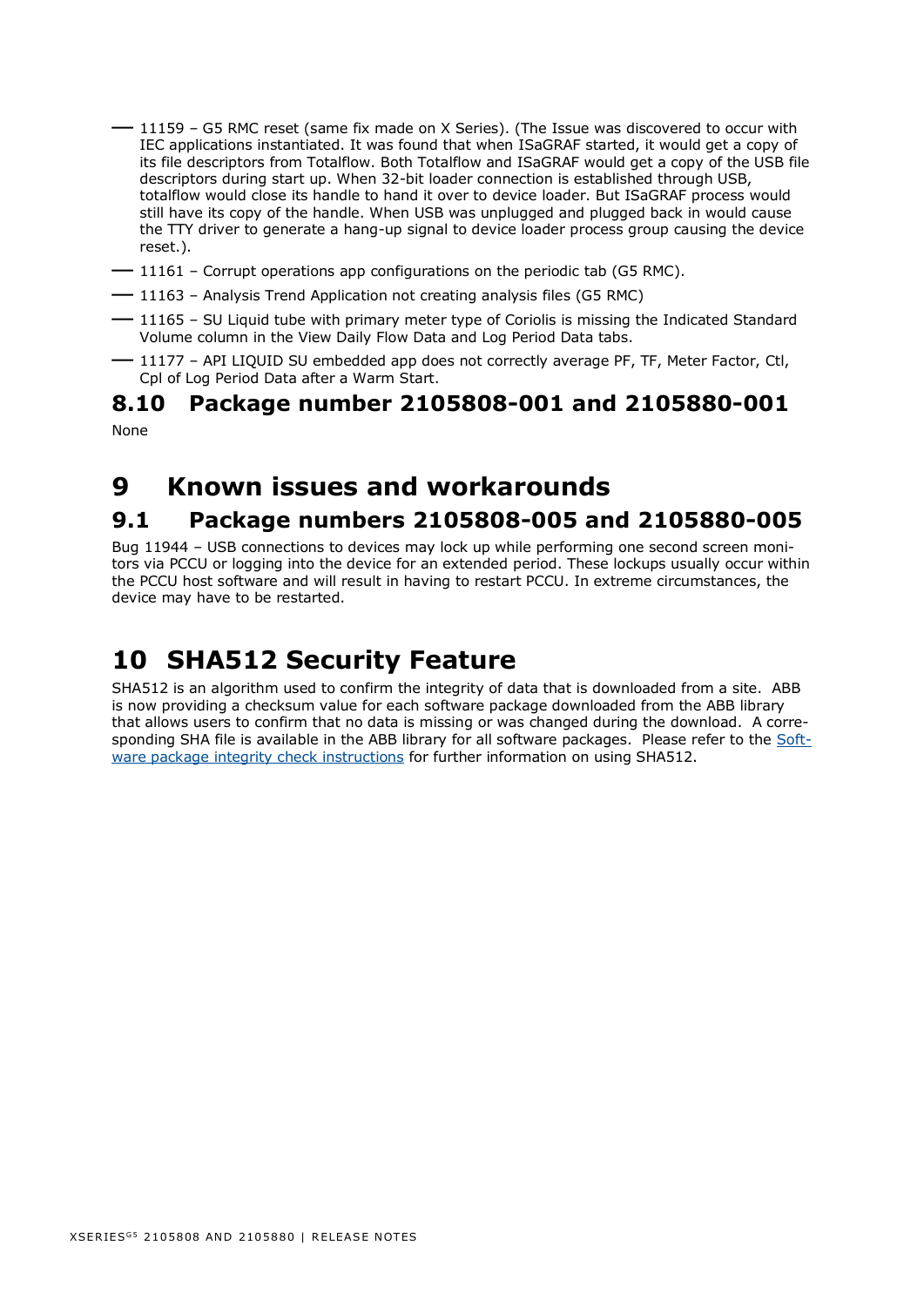- 11159 – G5 RMC reset (same fix made on X Series). (The Issue was discovered to occur with IEC applications instantiated. It was found that when ISaGRAF started, it would get a copy of its file descriptors from Totalflow. Both Totalflow and ISaGRAF would get a copy of the USB file descriptors during start up. When 32-bit loader connection is established through USB, totalflow would close its handle to hand it over to device loader. But ISaGRAF process would still have its copy of the handle. When USB was unplugged and plugged back in would cause the TTY driver to generate a hang-up signal to device loader process group causing the device reset.).
- 11161 – Corrupt operations app configurations on the periodic tab (G5 RMC).
- 11163 – Analysis Trend Application not creating analysis files (G5 RMC)
- 11165 – SU Liquid tube with primary meter type of Coriolis is missing the Indicated Standard Volume column in the View Daily Flow Data and Log Period Data tabs.
- 11177 – API LIQUID SU embedded app does not correctly average PF, TF, Meter Factor, Ctl, Cpl of Log Period Data after a Warm Start.

## 8.10 Package number 2105808-001 and 2105880-001

None

# 9 Known issues and workarounds

## 9.1 Package numbers 2105808-005 and 2105880-005

Bug 11944 – USB connections to devices may lock up while performing one second screen monitors via PCCU or logging into the device for an extended period. These lockups usually occur within the PCCU host software and will result in having to restart PCCU. In extreme circumstances, the device may have to be restarted.

# 10 SHA512 Security Feature

SHA512 is an algorithm used to confirm the integrity of data that is downloaded from a site. ABB is now providing a checksum value for each software package downloaded from the ABB library that allows users to confirm that no data is missing or was changed during the download. A corresponding SHA file is available in the ABB library for all software packages. Please refer to the Software package integrity check instructions for further information on using SHA512.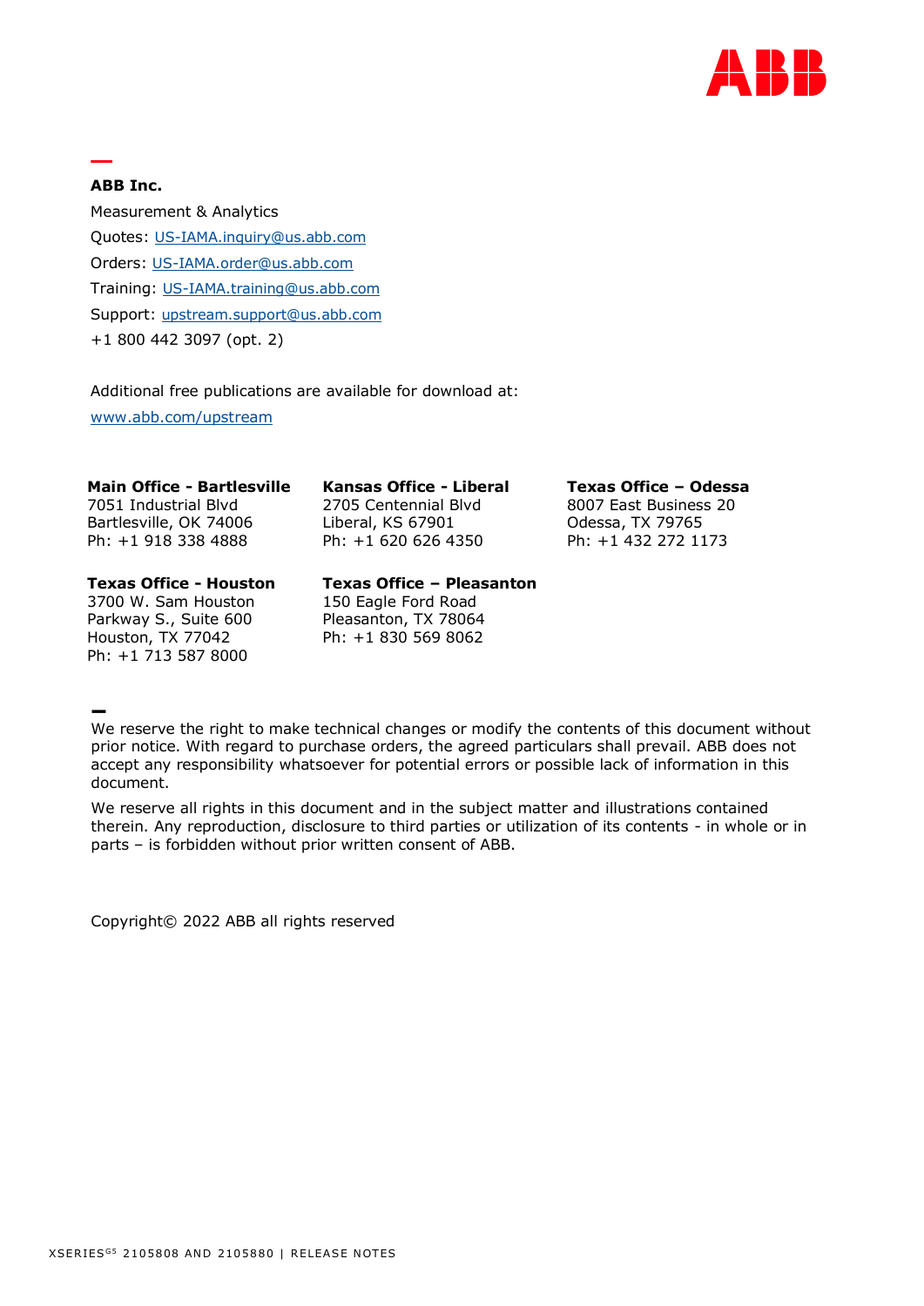**ABB Inc.**

Measurement & Analytics

Quotes: US-IAMA.inquiry@us.abb.com

Orders: US-IAMA.order@us.abb.com

Training: US-IAMA.training@us.abb.com

Support: upstream.support@us.abb.com

+1 800 442 3097 (opt. 2)

Additional free publications are available for download at:

www.abb.com/upstream

**Main Office - Bartlesville**
7051 Industrial Blvd
Bartlesville, OK 74006
Ph: +1 918 338 4888

**Kansas Office - Liberal**
2705 Centennial Blvd
Liberal, KS 67901
Ph: +1 620 626 4350

**Texas Office – Odessa**
8007 East Business 20
Odessa, TX 79765
Ph: +1 432 272 1173

**Texas Office - Houston**
3700 W. Sam Houston
Parkway S., Suite 600
Houston, TX 77042
Ph: +1 713 587 8000

**Texas Office – Pleasanton**
150 Eagle Ford Road
Pleasanton, TX 78064
Ph: +1 830 569 8062

We reserve the right to make technical changes or modify the contents of this document without prior notice. With regard to purchase orders, the agreed particulars shall prevail. ABB does not accept any responsibility whatsoever for potential errors or possible lack of information in this document.

We reserve all rights in this document and in the subject matter and illustrations contained therein. Any reproduction, disclosure to third parties or utilization of its contents - in whole or in parts – is forbidden without prior written consent of ABB.

Copyright© 2022 ABB all rights reserved